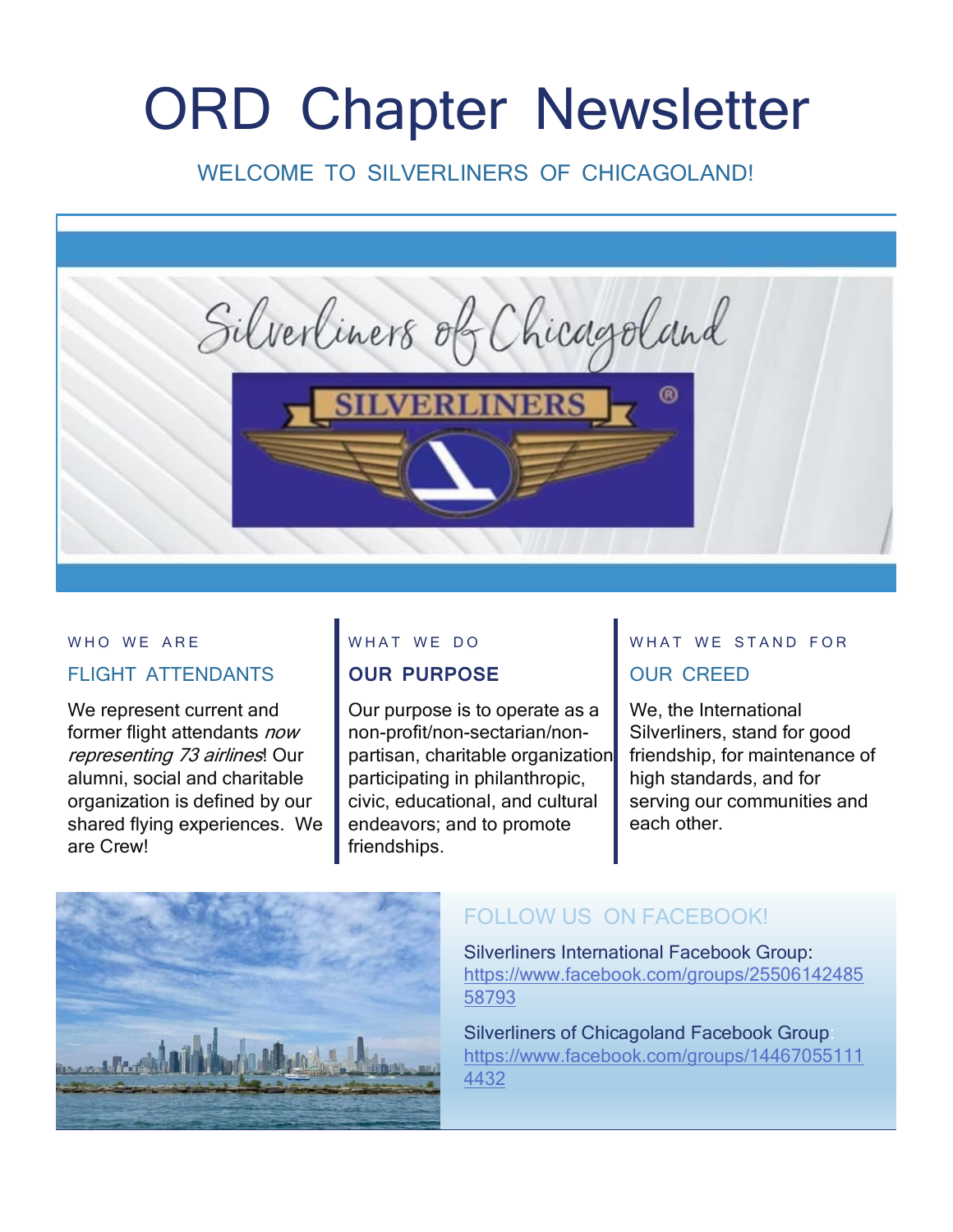# ORD Chapter Newsletter

WELCOME TO SILVERLINERS OF CHICAGOLAND!

WHO WE ARE

## FLIGHT ATTENDANTS

We represent current and former flight attendants *now representing 73 airlines*! Our alumni, social and charitable organization is defined by our shared flying experiences. We are Crew!

WHAT WE DO

## OUR PURPOSE

Our purpose is to operate as a non-profit/non-sectarian/non-partisan, charitable organization participating in philanthropic, civic, educational, and cultural endeavors; and to promote friendships.

WHAT WE STAND FOR

## OUR CREED

We, the International Silverliners, stand for good friendship, for maintenance of high standards, and for serving our communities and each other.

## FOLLOW US ON FACEBOOK!

Silverliners International Facebook Group:
https://www.facebook.com/groups/2550614248558793

Silverliners of Chicagoland Facebook Group:
https://www.facebook.com/groups/144670551114432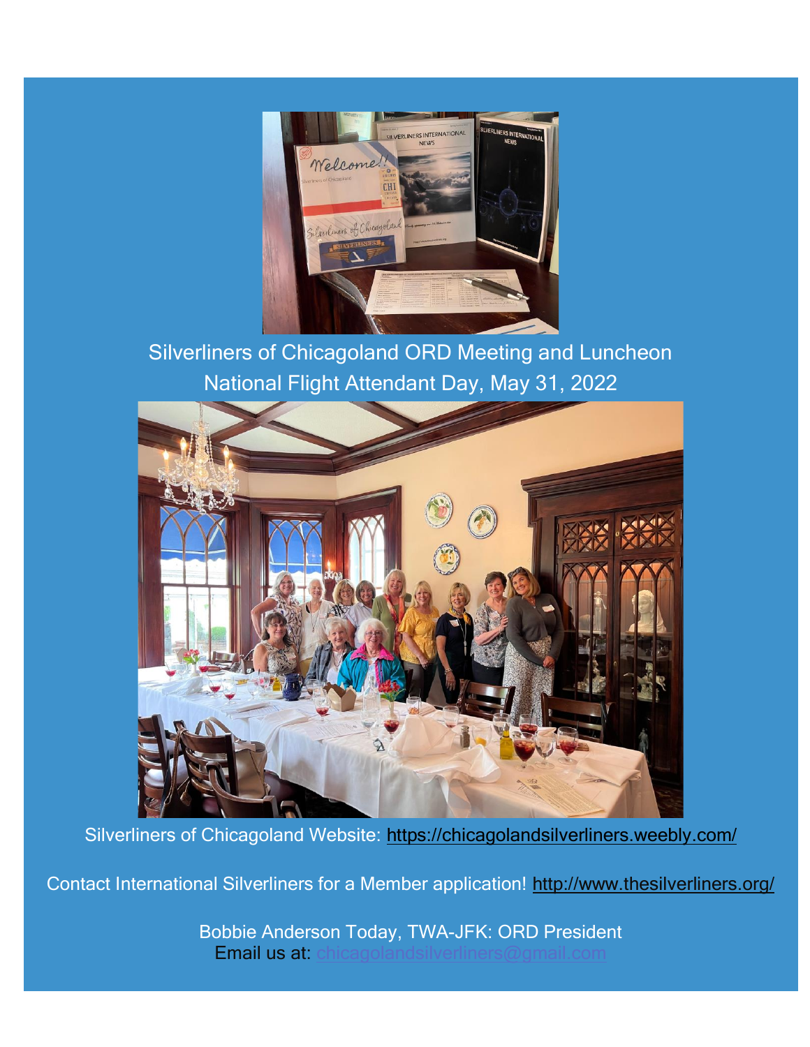Silverliners of Chicagoland ORD Meeting and Luncheon
National Flight Attendant Day, May 31, 2022

Silverliners of Chicagoland Website: https://chicagolandsilverliners.weebly.com/

Contact International Silverliners for a Member application! http://www.thesilverliners.org/

Bobbie Anderson Today, TWA-JFK: ORD President
Email us at: chicagolandsilverliners@gmail.com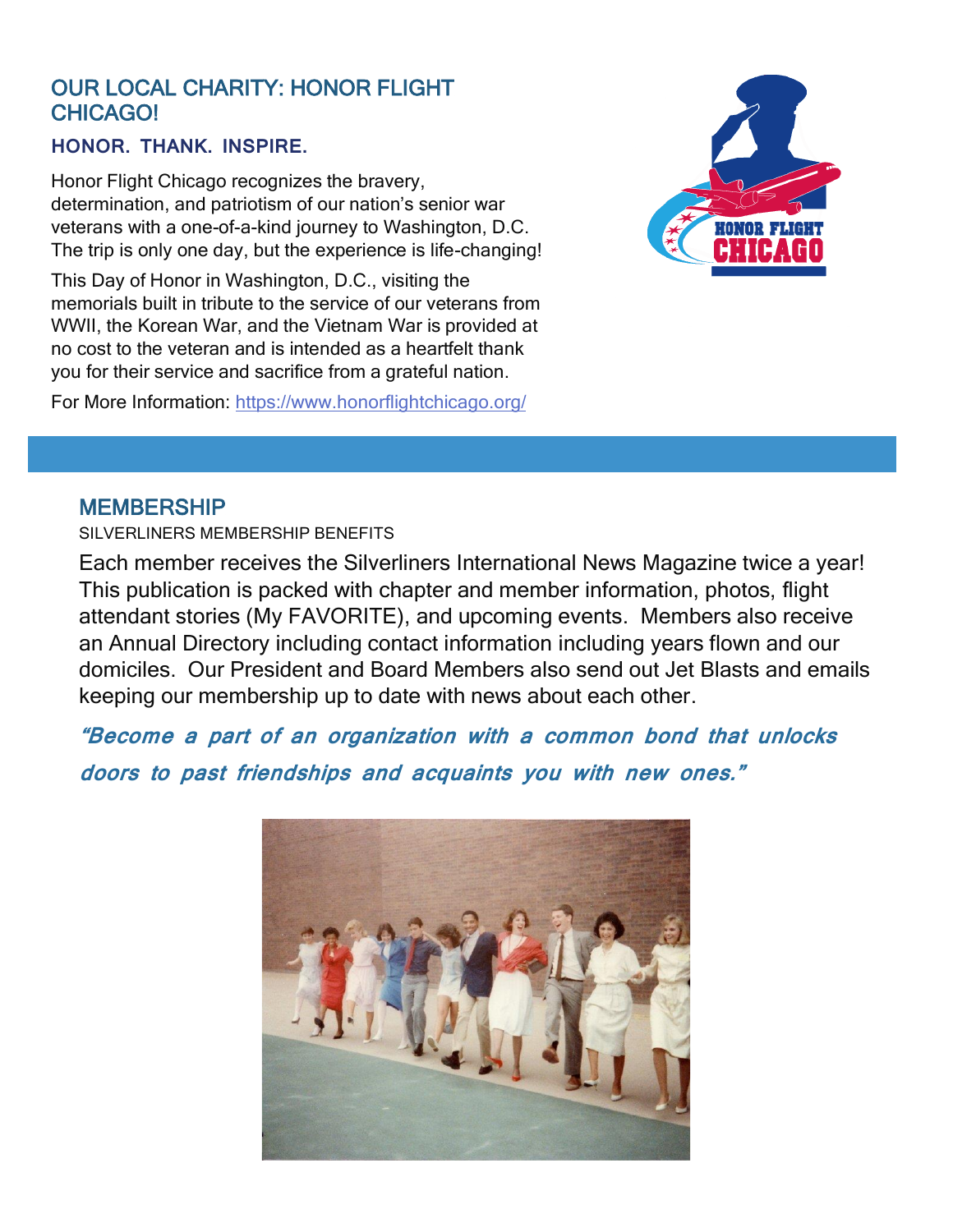## OUR LOCAL CHARITY: HONOR FLIGHT CHICAGO!

### HONOR. THANK. INSPIRE.

Honor Flight Chicago recognizes the bravery, determination, and patriotism of our nation's senior war veterans with a one-of-a-kind journey to Washington, D.C. The trip is only one day, but the experience is life-changing!

This Day of Honor in Washington, D.C., visiting the memorials built in tribute to the service of our veterans from WWII, the Korean War, and the Vietnam War is provided at no cost to the veteran and is intended as a heartfelt thank you for their service and sacrifice from a grateful nation.

For More Information: [https://www.honorflightchicago.org/](https://www.honorflightchicago.org/)

## MEMBERSHIP

SILVERLINERS MEMBERSHIP BENEFITS

Each member receives the Silverliners International News Magazine twice a year! This publication is packed with chapter and member information, photos, flight attendant stories (My FAVORITE), and upcoming events. Members also receive an Annual Directory including contact information including years flown and our domiciles. Our President and Board Members also send out Jet Blasts and emails keeping our membership up to date with news about each other.

***"Become a part of an organization with a common bond that unlocks doors to past friendships and acquaints you with new ones."***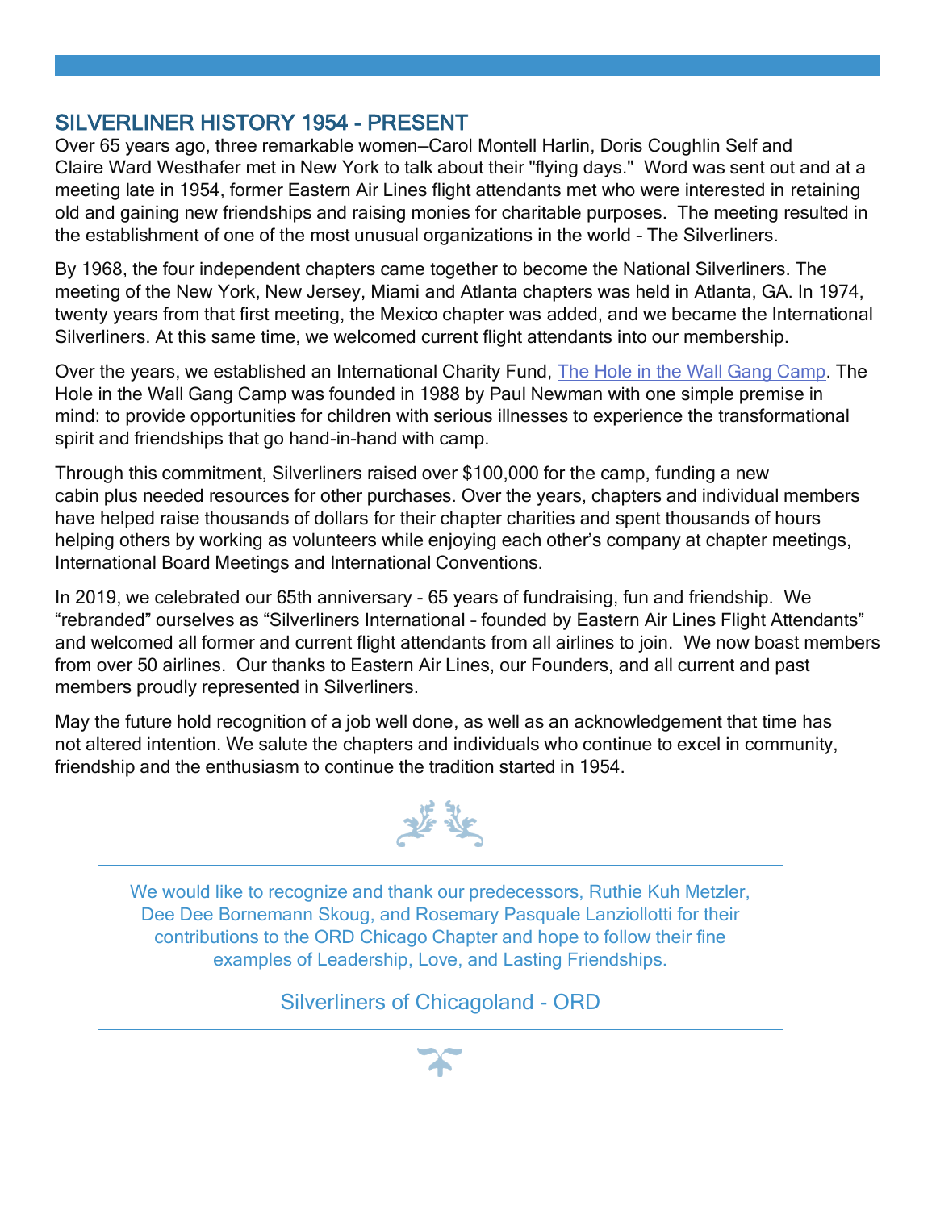## SILVERLINER HISTORY 1954 - PRESENT

Over 65 years ago, three remarkable women—Carol Montell Harlin, Doris Coughlin Self and Claire Ward Westhafer met in New York to talk about their "flying days." Word was sent out and at a meeting late in 1954, former Eastern Air Lines flight attendants met who were interested in retaining old and gaining new friendships and raising monies for charitable purposes. The meeting resulted in the establishment of one of the most unusual organizations in the world – The Silverliners.

By 1968, the four independent chapters came together to become the National Silverliners. The meeting of the New York, New Jersey, Miami and Atlanta chapters was held in Atlanta, GA. In 1974, twenty years from that first meeting, the Mexico chapter was added, and we became the International Silverliners. At this same time, we welcomed current flight attendants into our membership.

Over the years, we established an International Charity Fund, The Hole in the Wall Gang Camp. The Hole in the Wall Gang Camp was founded in 1988 by Paul Newman with one simple premise in mind: to provide opportunities for children with serious illnesses to experience the transformational spirit and friendships that go hand-in-hand with camp.

Through this commitment, Silverliners raised over $100,000 for the camp, funding a new cabin plus needed resources for other purchases. Over the years, chapters and individual members have helped raise thousands of dollars for their chapter charities and spent thousands of hours helping others by working as volunteers while enjoying each other's company at chapter meetings, International Board Meetings and International Conventions.

In 2019, we celebrated our 65th anniversary - 65 years of fundraising, fun and friendship. We "rebranded" ourselves as "Silverliners International – founded by Eastern Air Lines Flight Attendants" and welcomed all former and current flight attendants from all airlines to join. We now boast members from over 50 airlines. Our thanks to Eastern Air Lines, our Founders, and all current and past members proudly represented in Silverliners.

May the future hold recognition of a job well done, as well as an acknowledgement that time has not altered intention. We salute the chapters and individuals who continue to excel in community, friendship and the enthusiasm to continue the tradition started in 1954.

---

We would like to recognize and thank our predecessors, Ruthie Kuh Metzler, Dee Dee Bornemann Skoug, and Rosemary Pasquale Lanziollotti for their contributions to the ORD Chicago Chapter and hope to follow their fine examples of Leadership, Love, and Lasting Friendships.

Silverliners of Chicagoland - ORD

---